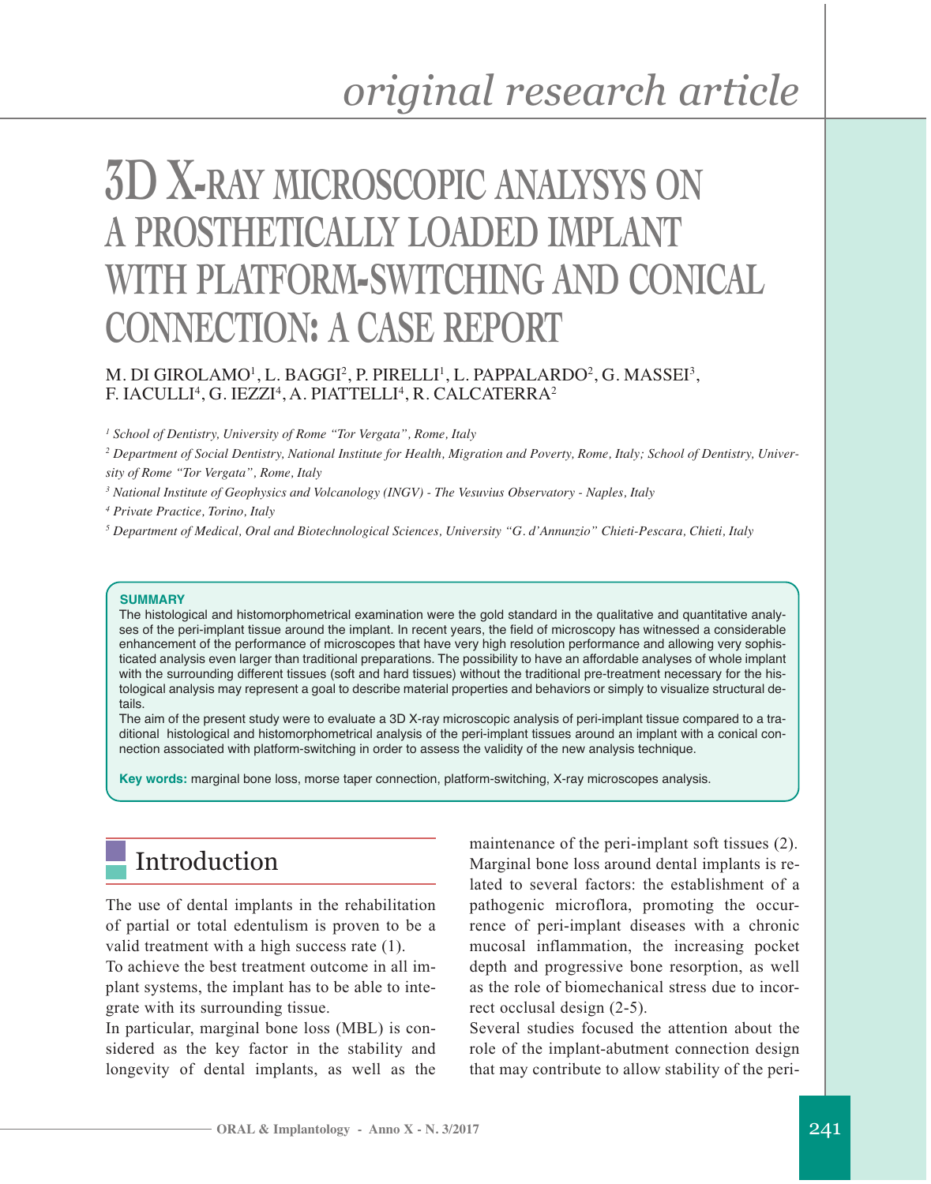*original research article*

# 3D X-RAY MICROSCOPIC ANALYSYS ON A PROSTHETICALLY LOADED IMPLANT WITH PLATFORM-SWITCHING AND CONICAL CONNECTION: A CASE REPORT

M. DI GIROLAMO[1], L. BAGGI[2], P. PIRELLI[1], L. PAPPALARDO[2], G. MASSEI[3], F. IACULLI[4], G. IEZZI[4], A. PIATTELLI[4], R. CALCATERRA[2]

*[1] School of Dentistry, University of Rome "Tor Vergata", Rome, Italy*

*[2] Department of Social Dentistry, National Institute for Health, Migration and Poverty, Rome, Italy; School of Dentistry, University of Rome "Tor Vergata", Rome, Italy*

*[3] National Institute of Geophysics and Volcanology (INGV) - The Vesuvius Observatory - Naples, Italy*

*[4] Private Practice, Torino, Italy*

*[5] Department of Medical, Oral and Biotechnological Sciences, University "G. d'Annunzio" Chieti-Pescara, Chieti, Italy*

**SUMMARY**

The histological and histomorphometrical examination were the gold standard in the qualitative and quantitative analyses of the peri-implant tissue around the implant. In recent years, the field of microscopy has witnessed a considerable enhancement of the performance of microscopes that have very high resolution performance and allowing very sophisticated analysis even larger than traditional preparations. The possibility to have an affordable analyses of whole implant with the surrounding different tissues (soft and hard tissues) without the traditional pre-treatment necessary for the histological analysis may represent a goal to describe material properties and behaviors or simply to visualize structural details.

The aim of the present study were to evaluate a 3D X-ray microscopic analysis of peri-implant tissue compared to a traditional histological and histomorphometrical analysis of the peri-implant tissues around an implant with a conical connection associated with platform-switching in order to assess the validity of the new analysis technique.

**Key words:** marginal bone loss, morse taper connection, platform-switching, X-ray microscopes analysis.

## Introduction

The use of dental implants in the rehabilitation of partial or total edentulism is proven to be a valid treatment with a high success rate (1).

To achieve the best treatment outcome in all implant systems, the implant has to be able to integrate with its surrounding tissue.

In particular, marginal bone loss (MBL) is considered as the key factor in the stability and longevity of dental implants, as well as the maintenance of the peri-implant soft tissues (2).

Marginal bone loss around dental implants is related to several factors: the establishment of a pathogenic microflora, promoting the occurrence of peri-implant diseases with a chronic mucosal inflammation, the increasing pocket depth and progressive bone resorption, as well as the role of biomechanical stress due to incorrect occlusal design (2-5).

Several studies focused the attention about the role of the implant-abutment connection design that may contribute to allow stability of the peri-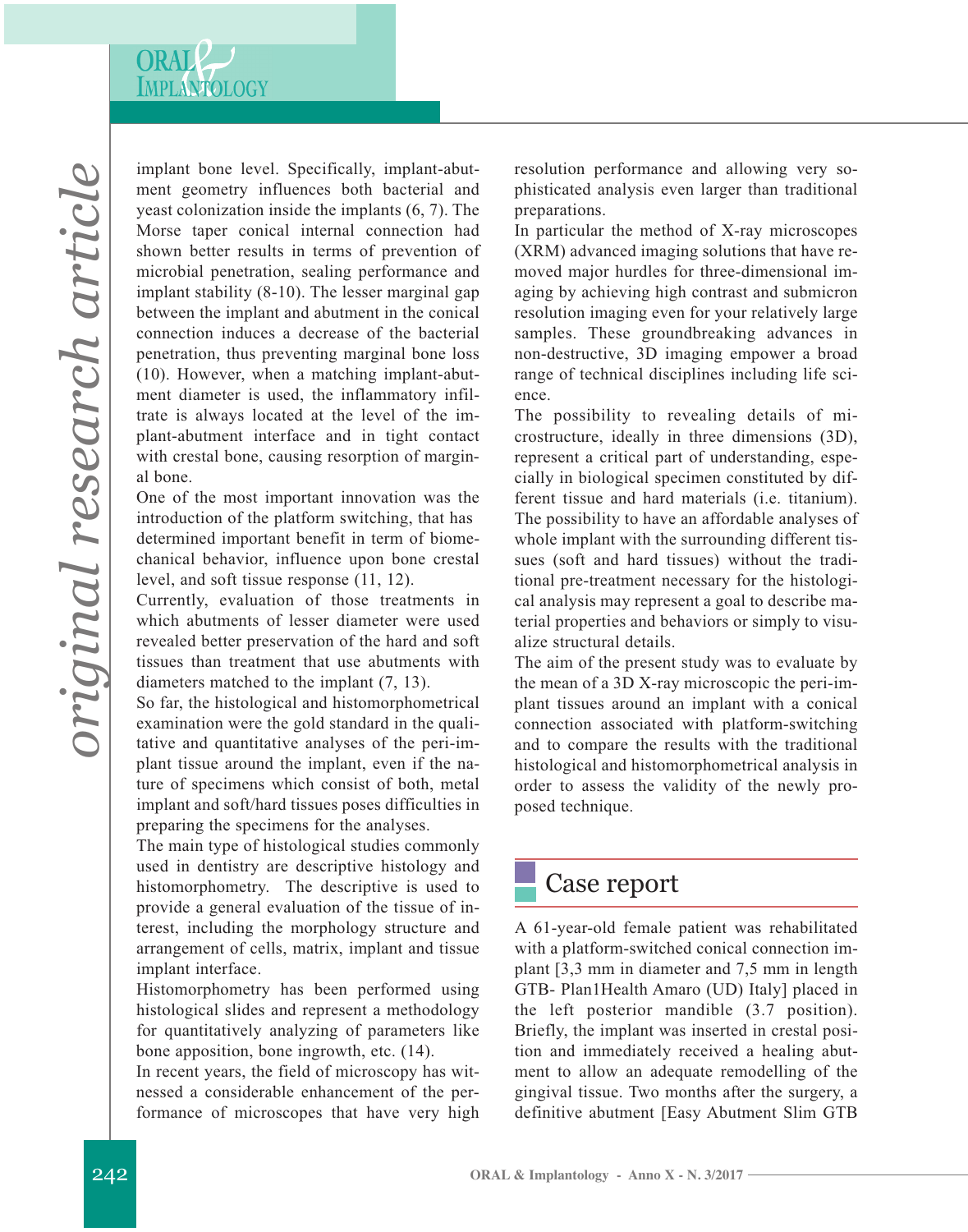implant bone level. Specifically, implant-abutment geometry influences both bacterial and yeast colonization inside the implants (6, 7). The Morse taper conical internal connection had shown better results in terms of prevention of microbial penetration, sealing performance and implant stability (8-10). The lesser marginal gap between the implant and abutment in the conical connection induces a decrease of the bacterial penetration, thus preventing marginal bone loss (10). However, when a matching implant-abutment diameter is used, the inflammatory infiltrate is always located at the level of the implant-abutment interface and in tight contact with crestal bone, causing resorption of marginal bone.

One of the most important innovation was the introduction of the platform switching, that has determined important benefit in term of biomechanical behavior, influence upon bone crestal level, and soft tissue response (11, 12).

Currently, evaluation of those treatments in which abutments of lesser diameter were used revealed better preservation of the hard and soft tissues than treatment that use abutments with diameters matched to the implant (7, 13).

So far, the histological and histomorphometrical examination were the gold standard in the qualitative and quantitative analyses of the peri-implant tissue around the implant, even if the nature of specimens which consist of both, metal implant and soft/hard tissues poses difficulties in preparing the specimens for the analyses.

The main type of histological studies commonly used in dentistry are descriptive histology and histomorphometry. The descriptive is used to provide a general evaluation of the tissue of interest, including the morphology structure and arrangement of cells, matrix, implant and tissue implant interface.

Histomorphometry has been performed using histological slides and represent a methodology for quantitatively analyzing of parameters like bone apposition, bone ingrowth, etc. (14).

In recent years, the field of microscopy has witnessed a considerable enhancement of the performance of microscopes that have very high resolution performance and allowing very sophisticated analysis even larger than traditional preparations.

In particular the method of X-ray microscopes (XRM) advanced imaging solutions that have removed major hurdles for three-dimensional imaging by achieving high contrast and submicron resolution imaging even for your relatively large samples. These groundbreaking advances in non-destructive, 3D imaging empower a broad range of technical disciplines including life science.

The possibility to revealing details of microstructure, ideally in three dimensions (3D), represent a critical part of understanding, especially in biological specimen constituted by different tissue and hard materials (i.e. titanium). The possibility to have an affordable analyses of whole implant with the surrounding different tissues (soft and hard tissues) without the traditional pre-treatment necessary for the histological analysis may represent a goal to describe material properties and behaviors or simply to visualize structural details.

The aim of the present study was to evaluate by the mean of a 3D X-ray microscopic the peri-implant tissues around an implant with a conical connection associated with platform-switching and to compare the results with the traditional histological and histomorphometrical analysis in order to assess the validity of the newly proposed technique.

## Case report

A 61-year-old female patient was rehabilitated with a platform-switched conical connection implant [3,3 mm in diameter and 7,5 mm in length GTB- Plan1Health Amaro (UD) Italy] placed in the left posterior mandible (3.7 position). Briefly, the implant was inserted in crestal position and immediately received a healing abutment to allow an adequate remodelling of the gingival tissue. Two months after the surgery, a definitive abutment [Easy Abutment Slim GTB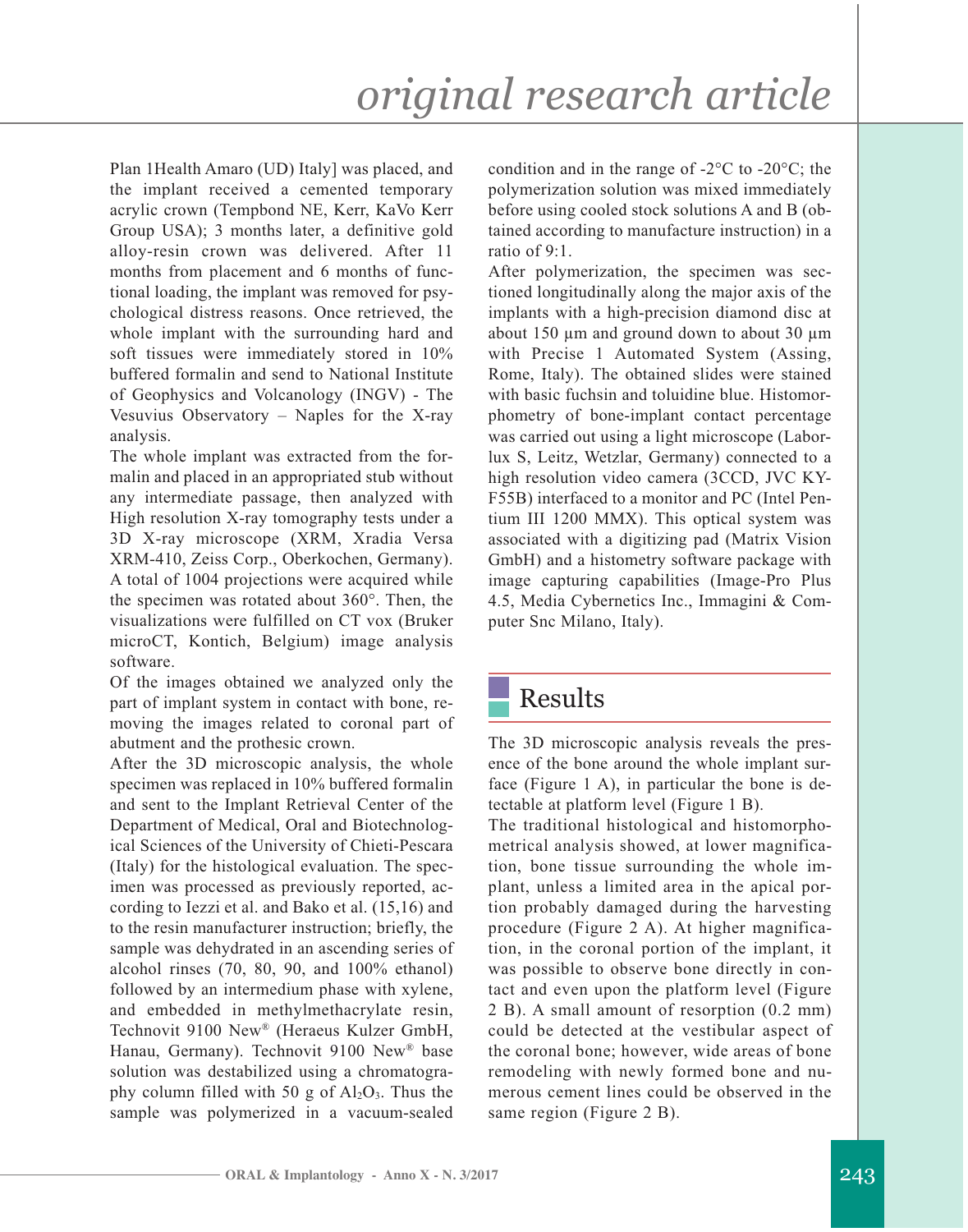Plan 1Health Amaro (UD) Italy] was placed, and the implant received a cemented temporary acrylic crown (Tempbond NE, Kerr, KaVo Kerr Group USA); 3 months later, a definitive gold alloy-resin crown was delivered. After 11 months from placement and 6 months of functional loading, the implant was removed for psychological distress reasons. Once retrieved, the whole implant with the surrounding hard and soft tissues were immediately stored in 10% buffered formalin and send to National Institute of Geophysics and Volcanology (INGV) - The Vesuvius Observatory – Naples for the X-ray analysis.

The whole implant was extracted from the formalin and placed in an appropriated stub without any intermediate passage, then analyzed with High resolution X-ray tomography tests under a 3D X-ray microscope (XRM, Xradia Versa XRM-410, Zeiss Corp., Oberkochen, Germany). A total of 1004 projections were acquired while the specimen was rotated about 360°. Then, the visualizations were fulfilled on CT vox (Bruker microCT, Kontich, Belgium) image analysis software.

Of the images obtained we analyzed only the part of implant system in contact with bone, removing the images related to coronal part of abutment and the prothesic crown.

After the 3D microscopic analysis, the whole specimen was replaced in 10% buffered formalin and sent to the Implant Retrieval Center of the Department of Medical, Oral and Biotechnological Sciences of the University of Chieti-Pescara (Italy) for the histological evaluation. The specimen was processed as previously reported, according to Iezzi et al. and Bako et al. (15,16) and to the resin manufacturer instruction; briefly, the sample was dehydrated in an ascending series of alcohol rinses (70, 80, 90, and 100% ethanol) followed by an intermedium phase with xylene, and embedded in methylmethacrylate resin, Technovit 9100 New® (Heraeus Kulzer GmbH, Hanau, Germany). Technovit 9100 New® base solution was destabilized using a chromatography column filled with 50 g of $Al_2O_3$. Thus the sample was polymerized in a vacuum-sealed condition and in the range of -2°C to -20°C; the polymerization solution was mixed immediately before using cooled stock solutions A and B (obtained according to manufacture instruction) in a ratio of 9:1.

After polymerization, the specimen was sectioned longitudinally along the major axis of the implants with a high-precision diamond disc at about 150 µm and ground down to about 30 µm with Precise 1 Automated System (Assing, Rome, Italy). The obtained slides were stained with basic fuchsin and toluidine blue. Histomorphometry of bone-implant contact percentage was carried out using a light microscope (Laborlux S, Leitz, Wetzlar, Germany) connected to a high resolution video camera (3CCD, JVC KY-F55B) interfaced to a monitor and PC (Intel Pentium III 1200 MMX). This optical system was associated with a digitizing pad (Matrix Vision GmbH) and a histometry software package with image capturing capabilities (Image-Pro Plus 4.5, Media Cybernetics Inc., Immagini & Computer Snc Milano, Italy).

## Results

The 3D microscopic analysis reveals the presence of the bone around the whole implant surface (Figure 1 A), in particular the bone is detectable at platform level (Figure 1 B).

The traditional histological and histomorphometrical analysis showed, at lower magnification, bone tissue surrounding the whole implant, unless a limited area in the apical portion probably damaged during the harvesting procedure (Figure 2 A). At higher magnification, in the coronal portion of the implant, it was possible to observe bone directly in contact and even upon the platform level (Figure 2 B). A small amount of resorption (0.2 mm) could be detected at the vestibular aspect of the coronal bone; however, wide areas of bone remodeling with newly formed bone and numerous cement lines could be observed in the same region (Figure 2 B).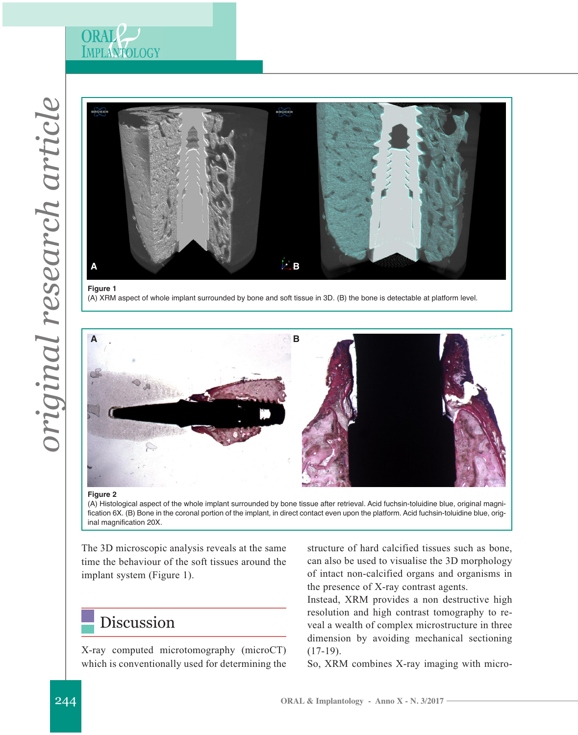Figure 1
(A) XRM aspect of whole implant surrounded by bone and soft tissue in 3D. (B) the bone is detectable at platform level.

Figure 2
(A) Histological aspect of the whole implant surrounded by bone tissue after retrieval. Acid fuchsin-toluidine blue, original magnification 6X. (B) Bone in the coronal portion of the implant, in direct contact even upon the platform. Acid fuchsin-toluidine blue, original magnification 20X.

The 3D microscopic analysis reveals at the same time the behaviour of the soft tissues around the implant system (Figure 1).

## Discussion

X-ray computed microtomography (microCT) which is conventionally used for determining the structure of hard calcified tissues such as bone, can also be used to visualise the 3D morphology of intact non-calcified organs and organisms in the presence of X-ray contrast agents.

Instead, XRM provides a non destructive high resolution and high contrast tomography to reveal a wealth of complex microstructure in three dimension by avoiding mechanical sectioning (17-19).

So, XRM combines X-ray imaging with micro-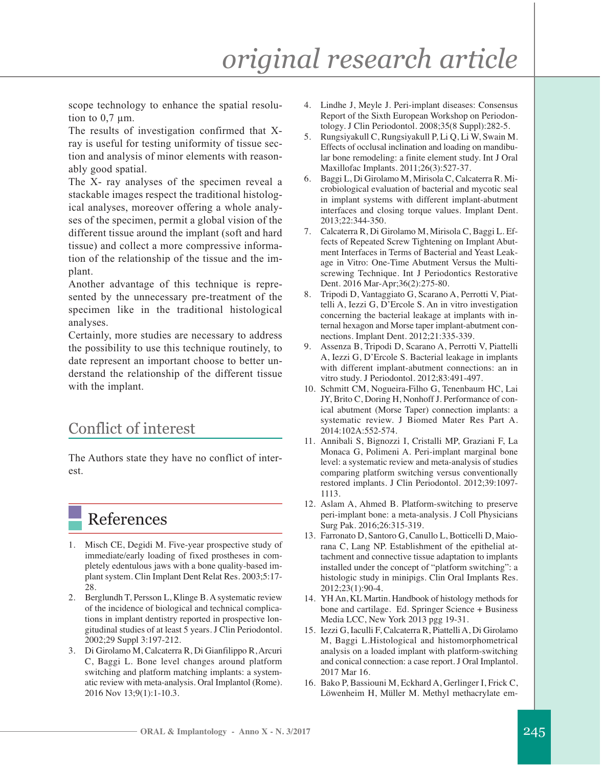scope technology to enhance the spatial resolution to 0,7 μm.

The results of investigation confirmed that X-ray is useful for testing uniformity of tissue section and analysis of minor elements with reasonably good spatial.

The X- ray analyses of the specimen reveal a stackable images respect the traditional histological analyses, moreover offering a whole analyses of the specimen, permit a global vision of the different tissue around the implant (soft and hard tissue) and collect a more compressive information of the relationship of the tissue and the implant.

Another advantage of this technique is represented by the unnecessary pre-treatment of the specimen like in the traditional histological analyses.

Certainly, more studies are necessary to address the possibility to use this technique routinely, to date represent an important choose to better understand the relationship of the different tissue with the implant.

## Conflict of interest

The Authors state they have no conflict of interest.

## References

1. Misch CE, Degidi M. Five-year prospective study of immediate/early loading of fixed prostheses in completely edentulous jaws with a bone quality-based implant system. Clin Implant Dent Relat Res. 2003;5:17-28.
2. Berglundh T, Persson L, Klinge B. A systematic review of the incidence of biological and technical complications in implant dentistry reported in prospective longitudinal studies of at least 5 years. J Clin Periodontol. 2002;29 Suppl 3:197-212.
3. Di Girolamo M, Calcaterra R, Di Gianfilippo R, Arcuri C, Baggi L. Bone level changes around platform switching and platform matching implants: a systematic review with meta-analysis. Oral Implantol (Rome). 2016 Nov 13;9(1):1-10.3.
4. Lindhe J, Meyle J. Peri-implant diseases: Consensus Report of the Sixth European Workshop on Periodontology. J Clin Periodontol. 2008;35(8 Suppl):282-5.
5. Rungsiyakull C, Rungsiyakull P, Li Q, Li W, Swain M. Effects of occlusal inclination and loading on mandibular bone remodeling: a finite element study. Int J Oral Maxillofac Implants. 2011;26(3):527-37.
6. Baggi L, Di Girolamo M, Mirisola C, Calcaterra R. Microbiological evaluation of bacterial and mycotic seal in implant systems with different implant-abutment interfaces and closing torque values. Implant Dent. 2013;22:344-350.
7. Calcaterra R, Di Girolamo M, Mirisola C, Baggi L. Effects of Repeated Screw Tightening on Implant Abutment Interfaces in Terms of Bacterial and Yeast Leakage in Vitro: One-Time Abutment Versus the Multiscrewing Technique. Int J Periodontics Restorative Dent. 2016 Mar-Apr;36(2):275-80.
8. Tripodi D, Vantaggiato G, Scarano A, Perrotti V, Piattelli A, Iezzi G, D'Ercole S. An in vitro investigation concerning the bacterial leakage at implants with internal hexagon and Morse taper implant-abutment connections. Implant Dent. 2012;21:335-339.
9. Assenza B, Tripodi D, Scarano A, Perrotti V, Piattelli A, Iezzi G, D'Ercole S. Bacterial leakage in implants with different implant-abutment connections: an in vitro study. J Periodontol. 2012;83:491-497.
10. Schmitt CM, Nogueira-Filho G, Tenenbaum HC, Lai JY, Brito C, Doring H, Nonhoff J. Performance of conical abutment (Morse Taper) connection implants: a systematic review. J Biomed Mater Res Part A. 2014:102A:552-574.
11. Annibali S, Bignozzi I, Cristalli MP, Graziani F, La Monaca G, Polimeni A. Peri-implant marginal bone level: a systematic review and meta-analysis of studies comparing platform switching versus conventionally restored implants. J Clin Periodontol. 2012;39:1097-1113.
12. Aslam A, Ahmed B. Platform-switching to preserve peri-implant bone: a meta-analysis. J Coll Physicians Surg Pak. 2016;26:315-319.
13. Farronato D, Santoro G, Canullo L, Botticelli D, Maiorana C, Lang NP. Establishment of the epithelial attachment and connective tissue adaptation to implants installed under the concept of "platform switching": a histologic study in minipigs. Clin Oral Implants Res. 2012;23(1):90-4.
14. YH An, KL Martin. Handbook of histology methods for bone and cartilage. Ed. Springer Science + Business Media LCC, New York 2013 pgg 19-31.
15. Iezzi G, Iaculli F, Calcaterra R, Piattelli A, Di Girolamo M, Baggi L.Histological and histomorphometrical analysis on a loaded implant with platform-switching and conical connection: a case report. J Oral Implantol. 2017 Mar 16.
16. Bako P, Bassiouni M, Eckhard A, Gerlinger I, Frick C, Löwenheim H, Müller M. Methyl methacrylate em-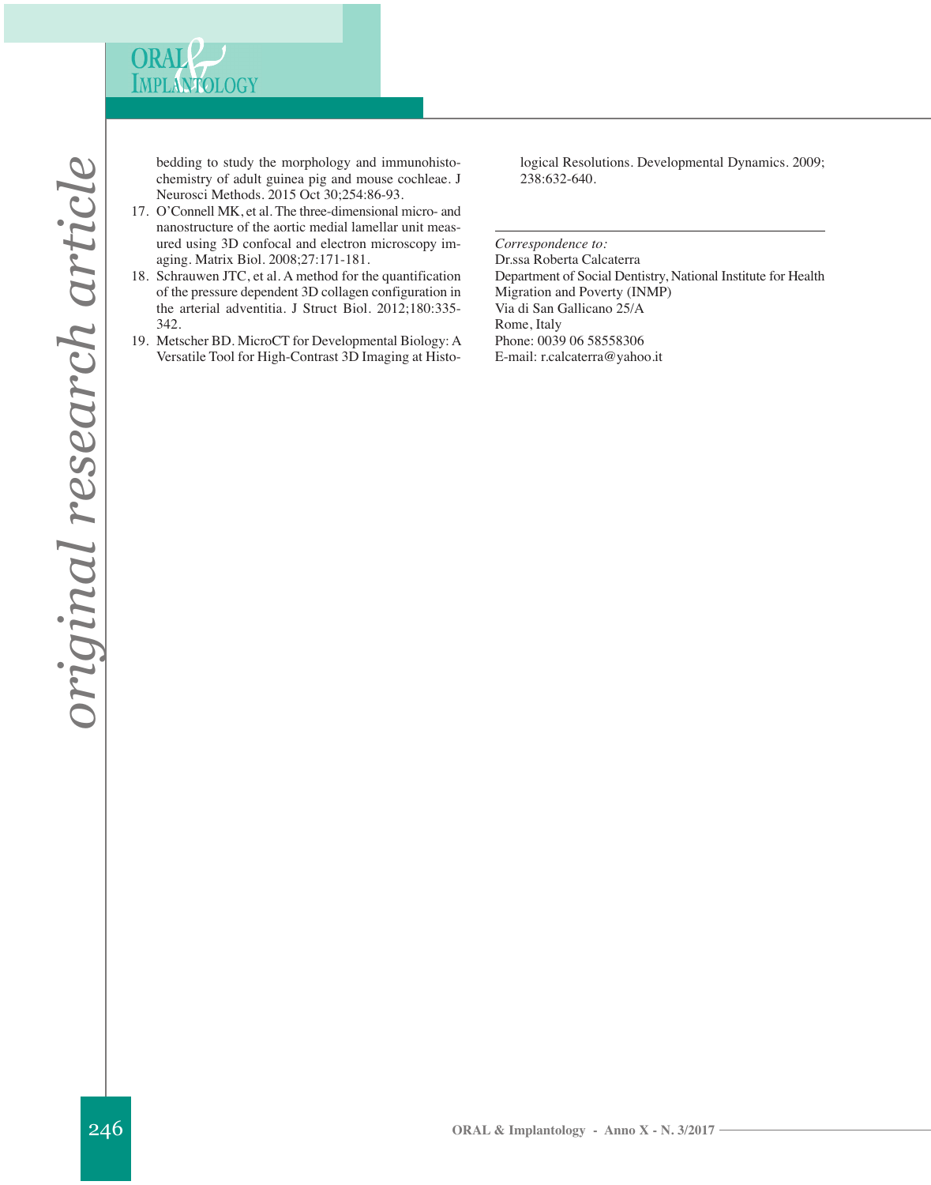bedding to study the morphology and immunohistochemistry of adult guinea pig and mouse cochleae. J Neurosci Methods. 2015 Oct 30;254:86-93.

17. O'Connell MK, et al. The three-dimensional micro- and nanostructure of the aortic medial lamellar unit measured using 3D confocal and electron microscopy imaging. Matrix Biol. 2008;27:171-181.
18. Schrauwen JTC, et al. A method for the quantification of the pressure dependent 3D collagen configuration in the arterial adventitia. J Struct Biol. 2012;180:335-342.
19. Metscher BD. MicroCT for Developmental Biology: A Versatile Tool for High-Contrast 3D Imaging at Histological Resolutions. Developmental Dynamics. 2009; 238:632-640.

---

*Correspondence to:*
Dr.ssa Roberta Calcaterra
Department of Social Dentistry, National Institute for Health Migration and Poverty (INMP)
Via di San Gallicano 25/A
Rome, Italy
Phone: 0039 06 58558306
E-mail: r.calcaterra@yahoo.it